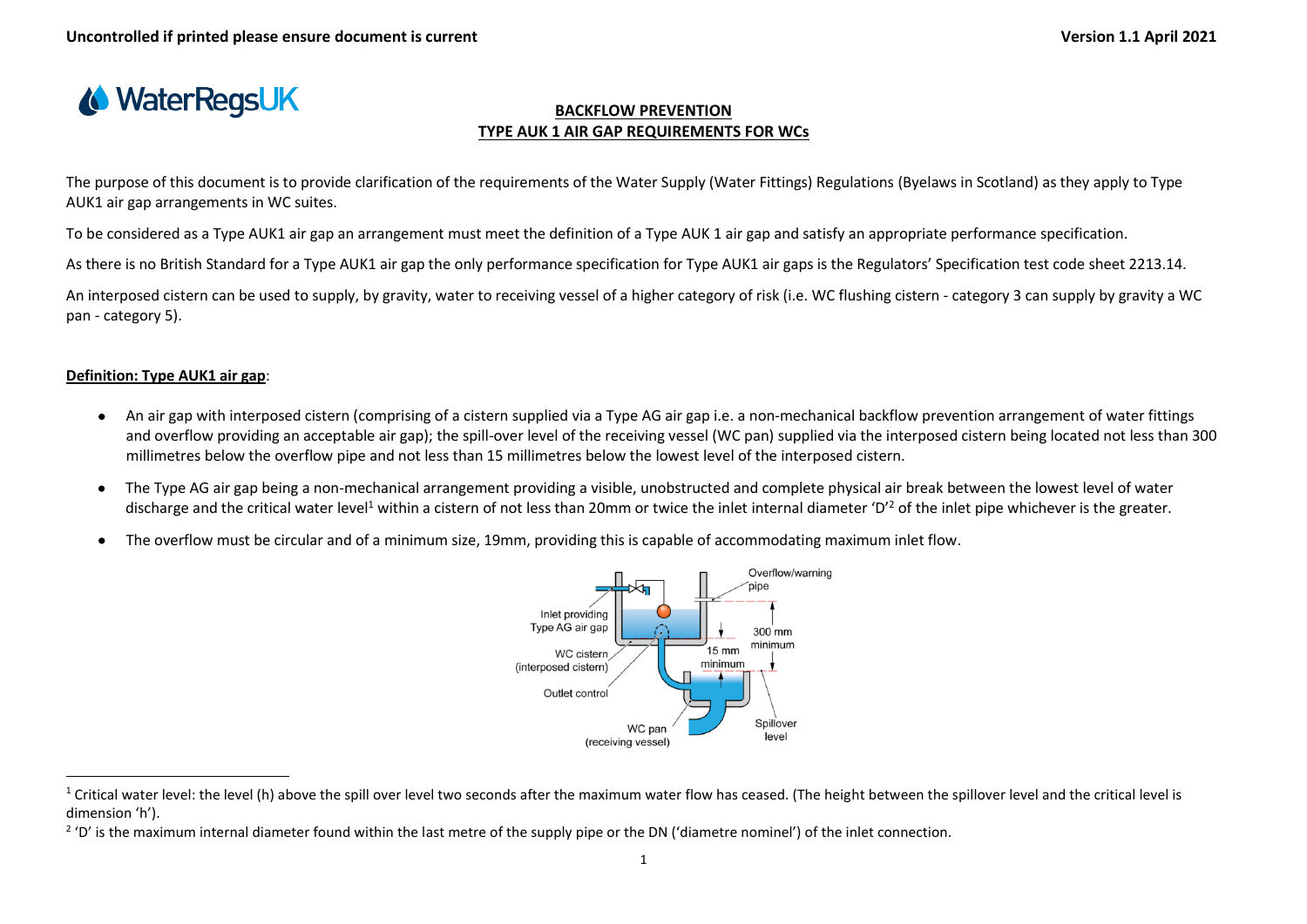# BACKFLOW PREVENTION
## TYPE AUK 1 AIR GAP REQUIREMENTS FOR WCs

The purpose of this document is to provide clarification of the requirements of the Water Supply (Water Fittings) Regulations (Byelaws in Scotland) as they apply to Type AUK1 air gap arrangements in WC suites.

To be considered as a Type AUK1 air gap an arrangement must meet the definition of a Type AUK 1 air gap and satisfy an appropriate performance specification.

As there is no British Standard for a Type AUK1 air gap the only performance specification for Type AUK1 air gaps is the Regulators' Specification test code sheet 2213.14.

An interposed cistern can be used to supply, by gravity, water to receiving vessel of a higher category of risk (i.e. WC flushing cistern - category 3 can supply by gravity a WC pan - category 5).

**Definition: Type AUK1 air gap**:

- An air gap with interposed cistern (comprising of a cistern supplied via a Type AG air gap i.e. a non-mechanical backflow prevention arrangement of water fittings and overflow providing an acceptable air gap); the spill-over level of the receiving vessel (WC pan) supplied via the interposed cistern being located not less than 300 millimetres below the overflow pipe and not less than 15 millimetres below the lowest level of the interposed cistern.
- The Type AG air gap being a non-mechanical arrangement providing a visible, unobstructed and complete physical air break between the lowest level of water discharge and the critical water level[1] within a cistern of not less than 20mm or twice the inlet internal diameter 'D'[2] of the inlet pipe whichever is the greater.
- The overflow must be circular and of a minimum size, 19mm, providing this is capable of accommodating maximum inlet flow.

Inlet providing Type AG air gap | WC cistern (interposed cistern) | Outlet control | WC pan (receiving vessel) | Overflow/warning pipe | 300 mm minimum | 15 mm minimum | Spillover level

[1] Critical water level: the level (h) above the spill over level two seconds after the maximum water flow has ceased. (The height between the spillover level and the critical level is dimension 'h').

[2] 'D' is the maximum internal diameter found within the last metre of the supply pipe or the DN ('diametre nominel') of the inlet connection.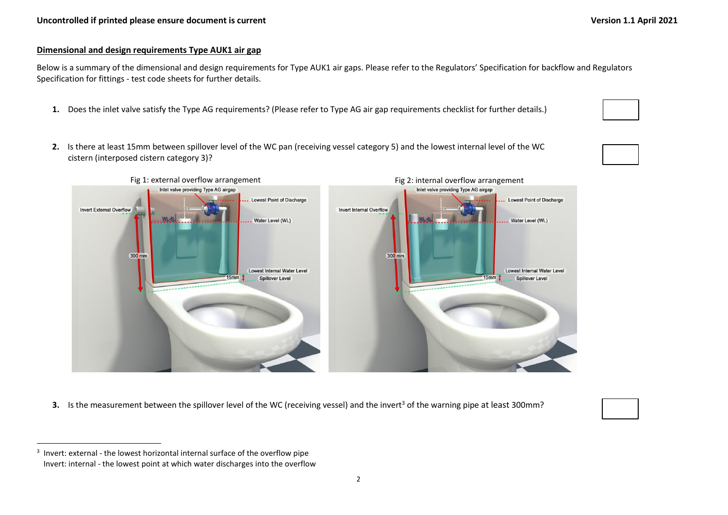## Dimensional and design requirements Type AUK1 air gap

Below is a summary of the dimensional and design requirements for Type AUK1 air gaps. Please refer to the Regulators' Specification for backflow and Regulators Specification for fittings - test code sheets for further details.

1. Does the inlet valve satisfy the Type AG requirements? (Please refer to Type AG air gap requirements checklist for further details.)

2. Is there at least 15mm between spillover level of the WC pan (receiving vessel category 5) and the lowest internal level of the WC cistern (interposed cistern category 3)?

Fig 1: external overflow arrangement

Inlet valve providing Type AG airgap
Lowest Point of Discharge
Invert External Overflow
WL-6L
Water Level (WL)
300 mm
Lowest Internal Water Level
15mm
Spillover Level

Fig 2: internal overflow arrangement

Inlet valve providing Type AG airgap
Lowest Point of Discharge
Invert Internal Overflow
WL-6L
Water Level (WL)
300 mm
Lowest Internal Water Level
15mm
Spillover Level

3. Is the measurement between the spillover level of the WC (receiving vessel) and the invert[3] of the warning pipe at least 300mm?

---

[3] Invert: external - the lowest horizontal internal surface of the overflow pipe
Invert: internal - the lowest point at which water discharges into the overflow